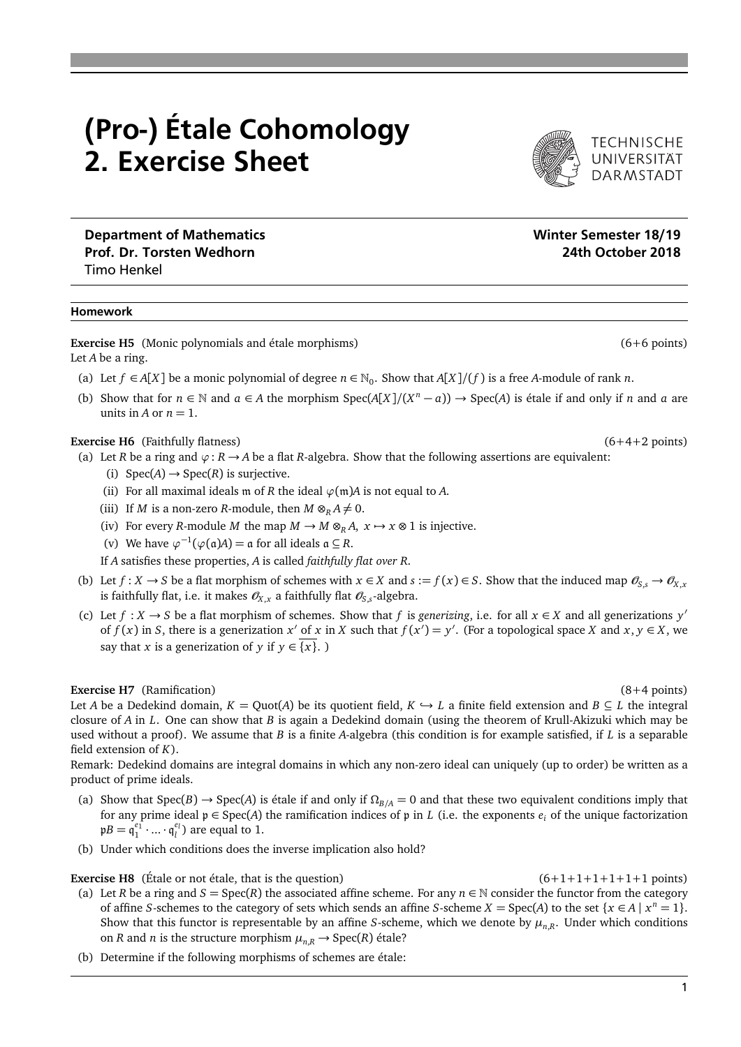# (Pro-) Étale Cohomology
# 2. Exercise Sheet

TECHNISCHE UNIVERSITÄT DARMSTADT

**Department of Mathematics** **Winter Semester 18/19**
**Prof. Dr. Torsten Wedhorn** **24th October 2018**
Timo Henkel

---

**Homework**

**Exercise H5** (Monic polynomials and étale morphisms) (6+6 points)

Let $A$ be a ring.

(a) Let $f \in A[X]$ be a monic polynomial of degree $n \in \mathbb{N}_0$. Show that $A[X]/(f)$ is a free $A$-module of rank $n$.

(b) Show that for $n \in \mathbb{N}$ and $a \in A$ the morphism $\operatorname{Spec}(A[X]/(X^n - a)) \to \operatorname{Spec}(A)$ is étale if and only if $n$ and $a$ are units in $A$ or $n = 1$.

**Exercise H6** (Faithfully flatness) (6+4+2 points)

(a) Let $R$ be a ring and $\varphi : R \to A$ be a flat $R$-algebra. Show that the following assertions are equivalent:

   (i) $\operatorname{Spec}(A) \to \operatorname{Spec}(R)$ is surjective.

   (ii) For all maximal ideals $\mathfrak{m}$ of $R$ the ideal $\varphi(\mathfrak{m})A$ is not equal to $A$.

   (iii) If $M$ is a non-zero $R$-module, then $M \otimes_R A \neq 0$.

   (iv) For every $R$-module $M$ the map $M \to M \otimes_R A$, $x \mapsto x \otimes 1$ is injective.

   (v) We have $\varphi^{-1}(\varphi(\mathfrak{a})A) = \mathfrak{a}$ for all ideals $\mathfrak{a} \subseteq R$.

   If $A$ satisfies these properties, $A$ is called *faithfully flat over $R$*.

(b) Let $f : X \to S$ be a flat morphism of schemes with $x \in X$ and $s := f(x) \in S$. Show that the induced map $\mathscr{O}_{S,s} \to \mathscr{O}_{X,x}$ is faithfully flat, i.e. it makes $\mathscr{O}_{X,x}$ a faithfully flat $\mathscr{O}_{S,s}$-algebra.

(c) Let $f : X \to S$ be a flat morphism of schemes. Show that $f$ is *generizing*, i.e. for all $x \in X$ and all generizations $y'$ of $f(x)$ in $S$, there is a generization $x'$ of $x$ in $X$ such that $f(x') = y'$. (For a topological space $X$ and $x, y \in X$, we say that $x$ is a generization of $y$ if $y \in \overline{\{x\}}$. )

**Exercise H7** (Ramification) (8+4 points)

Let $A$ be a Dedekind domain, $K = \operatorname{Quot}(A)$ be its quotient field, $K \hookrightarrow L$ a finite field extension and $B \subseteq L$ the integral closure of $A$ in $L$. One can show that $B$ is again a Dedekind domain (using the theorem of Krull-Akizuki which may be used without a proof). We assume that $B$ is a finite $A$-algebra (this condition is for example satisfied, if $L$ is a separable field extension of $K$).

Remark: Dedekind domains are integral domains in which any non-zero ideal can uniquely (up to order) be written as a product of prime ideals.

(a) Show that $\operatorname{Spec}(B) \to \operatorname{Spec}(A)$ is étale if and only if $\Omega_{B/A} = 0$ and that these two equivalent conditions imply that for any prime ideal $\mathfrak{p} \in \operatorname{Spec}(A)$ the ramification indices of $\mathfrak{p}$ in $L$ (i.e. the exponents $e_i$ of the unique factorization $\mathfrak{p}B = \mathfrak{q}_1^{e_1} \cdot \ldots \cdot \mathfrak{q}_l^{e_l}$) are equal to 1.

(b) Under which conditions does the inverse implication also hold?

**Exercise H8** (Étale or not étale, that is the question) (6+1+1+1+1+1+1 points)

(a) Let $R$ be a ring and $S = \operatorname{Spec}(R)$ the associated affine scheme. For any $n \in \mathbb{N}$ consider the functor from the category of affine $S$-schemes to the category of sets which sends an affine $S$-scheme $X = \operatorname{Spec}(A)$ to the set $\{x \in A \mid x^n = 1\}$. Show that this functor is representable by an affine $S$-scheme, which we denote by $\mu_{n,R}$. Under which conditions on $R$ and $n$ is the structure morphism $\mu_{n,R} \to \operatorname{Spec}(R)$ étale?

(b) Determine if the following morphisms of schemes are étale: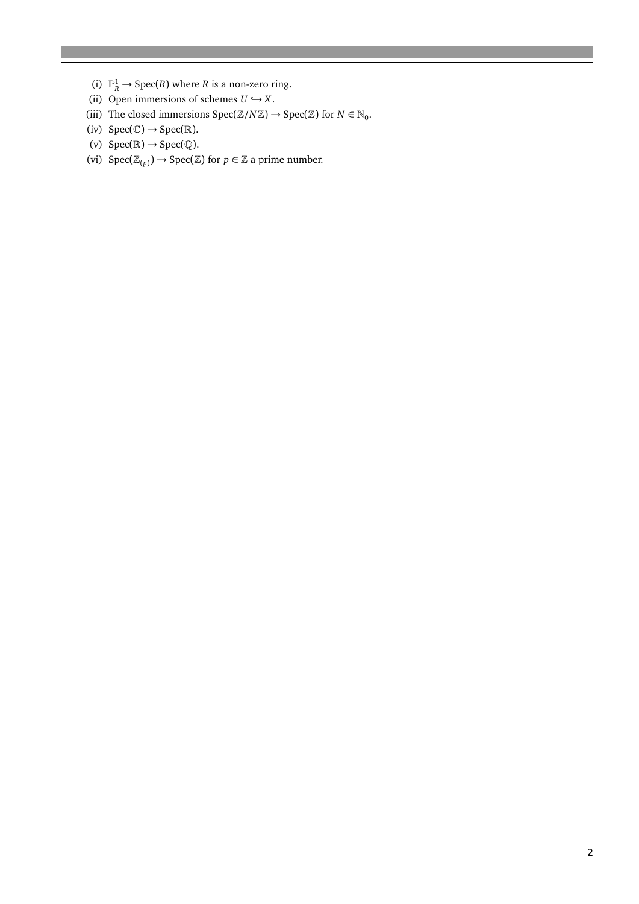- (i) $\mathbb{P}^1_R \to \operatorname{Spec}(R)$ where $R$ is a non-zero ring.
- (ii) Open immersions of schemes $U \hookrightarrow X$.
- (iii) The closed immersions $\operatorname{Spec}(\mathbb{Z}/N\mathbb{Z}) \to \operatorname{Spec}(\mathbb{Z})$ for $N \in \mathbb{N}_0$.
- (iv) $\operatorname{Spec}(\mathbb{C}) \to \operatorname{Spec}(\mathbb{R})$.
- (v) $\operatorname{Spec}(\mathbb{R}) \to \operatorname{Spec}(\mathbb{Q})$.
- (vi) $\operatorname{Spec}(\mathbb{Z}_{(p)}) \to \operatorname{Spec}(\mathbb{Z})$ for $p \in \mathbb{Z}$ a prime number.